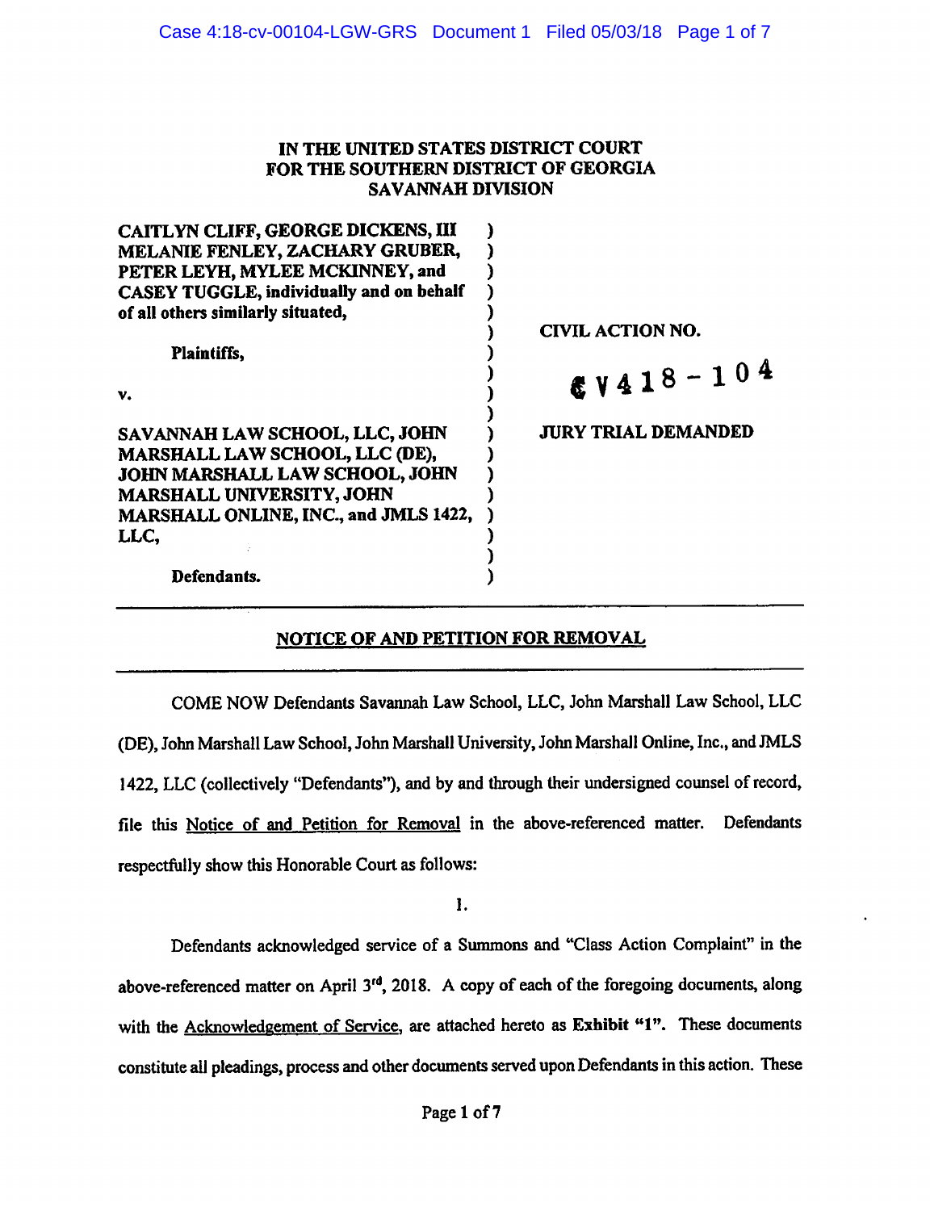**IN THE UNITED STATES DISTRICT COURT**
**FOR THE SOUTHERN DISTRICT OF GEORGIA**
**SAVANNAH DIVISION**

**CAITLYN CLIFF, GEORGE DICKENS, III MELANIE FENLEY, ZACHARY GRUBER, PETER LEYH, MYLEE MCKINNEY, and CASEY TUGGLE, individually and on behalf of all others similarly situated,**

**Plaintiffs,**

**v.**

**SAVANNAH LAW SCHOOL, LLC, JOHN MARSHALL LAW SCHOOL, LLC (DE), JOHN MARSHALL LAW SCHOOL, JOHN MARSHALL UNIVERSITY, JOHN MARSHALL ONLINE, INC., and JMLS 1422, LLC,**

**Defendants.**

**CIVIL ACTION NO.**

CV418-104

**JURY TRIAL DEMANDED**

---

**NOTICE OF AND PETITION FOR REMOVAL**

---

COME NOW Defendants Savannah Law School, LLC, John Marshall Law School, LLC (DE), John Marshall Law School, John Marshall University, John Marshall Online, Inc., and JMLS 1422, LLC (collectively "Defendants"), and by and through their undersigned counsel of record, file this Notice of and Petition for Removal in the above-referenced matter. Defendants respectfully show this Honorable Court as follows:

1.

Defendants acknowledged service of a Summons and "Class Action Complaint" in the above-referenced matter on April 3rd, 2018. A copy of each of the foregoing documents, along with the Acknowledgement of Service, are attached hereto as **Exhibit "1"**. These documents constitute all pleadings, process and other documents served upon Defendants in this action. These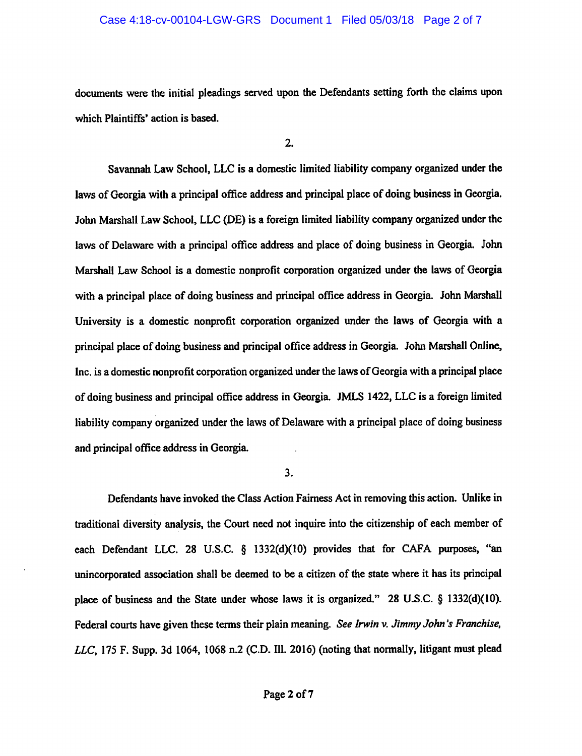documents were the initial pleadings served upon the Defendants setting forth the claims upon which Plaintiffs' action is based.

2.

Savannah Law School, LLC is a domestic limited liability company organized under the laws of Georgia with a principal office address and principal place of doing business in Georgia. John Marshall Law School, LLC (DE) is a foreign limited liability company organized under the laws of Delaware with a principal office address and place of doing business in Georgia. John Marshall Law School is a domestic nonprofit corporation organized under the laws of Georgia with a principal place of doing business and principal office address in Georgia. John Marshall University is a domestic nonprofit corporation organized under the laws of Georgia with a principal place of doing business and principal office address in Georgia. John Marshall Online, Inc. is a domestic nonprofit corporation organized under the laws of Georgia with a principal place of doing business and principal office address in Georgia. JMLS 1422, LLC is a foreign limited liability company organized under the laws of Delaware with a principal place of doing business and principal office address in Georgia.

3.

Defendants have invoked the Class Action Fairness Act in removing this action. Unlike in traditional diversity analysis, the Court need not inquire into the citizenship of each member of each Defendant LLC. 28 U.S.C. § 1332(d)(10) provides that for CAFA purposes, "an unincorporated association shall be deemed to be a citizen of the state where it has its principal place of business and the State under whose laws it is organized." 28 U.S.C. § 1332(d)(10). Federal courts have given these terms their plain meaning. *See Irwin v. Jimmy John's Franchise, LLC*, 175 F. Supp. 3d 1064, 1068 n.2 (C.D. Ill. 2016) (noting that normally, litigant must plead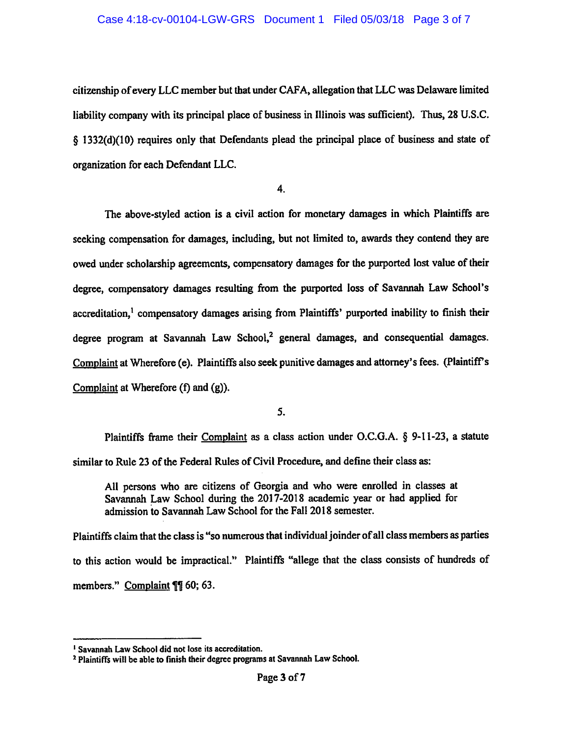citizenship of every LLC member but that under CAFA, allegation that LLC was Delaware limited liability company with its principal place of business in Illinois was sufficient). Thus, 28 U.S.C. § 1332(d)(10) requires only that Defendants plead the principal place of business and state of organization for each Defendant LLC.

4.

The above-styled action is a civil action for monetary damages in which Plaintiffs are seeking compensation for damages, including, but not limited to, awards they contend they are owed under scholarship agreements, compensatory damages for the purported lost value of their degree, compensatory damages resulting from the purported loss of Savannah Law School's accreditation,[1] compensatory damages arising from Plaintiffs' purported inability to finish their degree program at Savannah Law School,[2] general damages, and consequential damages. Complaint at Wherefore (e). Plaintiffs also seek punitive damages and attorney's fees. (Plaintiff's Complaint at Wherefore (f) and (g)).

5.

Plaintiffs frame their Complaint as a class action under O.C.G.A. § 9-11-23, a statute similar to Rule 23 of the Federal Rules of Civil Procedure, and define their class as:

> All persons who are citizens of Georgia and who were enrolled in classes at Savannah Law School during the 2017-2018 academic year or had applied for admission to Savannah Law School for the Fall 2018 semester.

Plaintiffs claim that the class is "so numerous that individual joinder of all class members as parties to this action would be impractical." Plaintiffs "allege that the class consists of hundreds of members." Complaint ¶¶ 60; 63.

---

[1] Savannah Law School did not lose its accreditation.

[2] Plaintiffs will be able to finish their degree programs at Savannah Law School.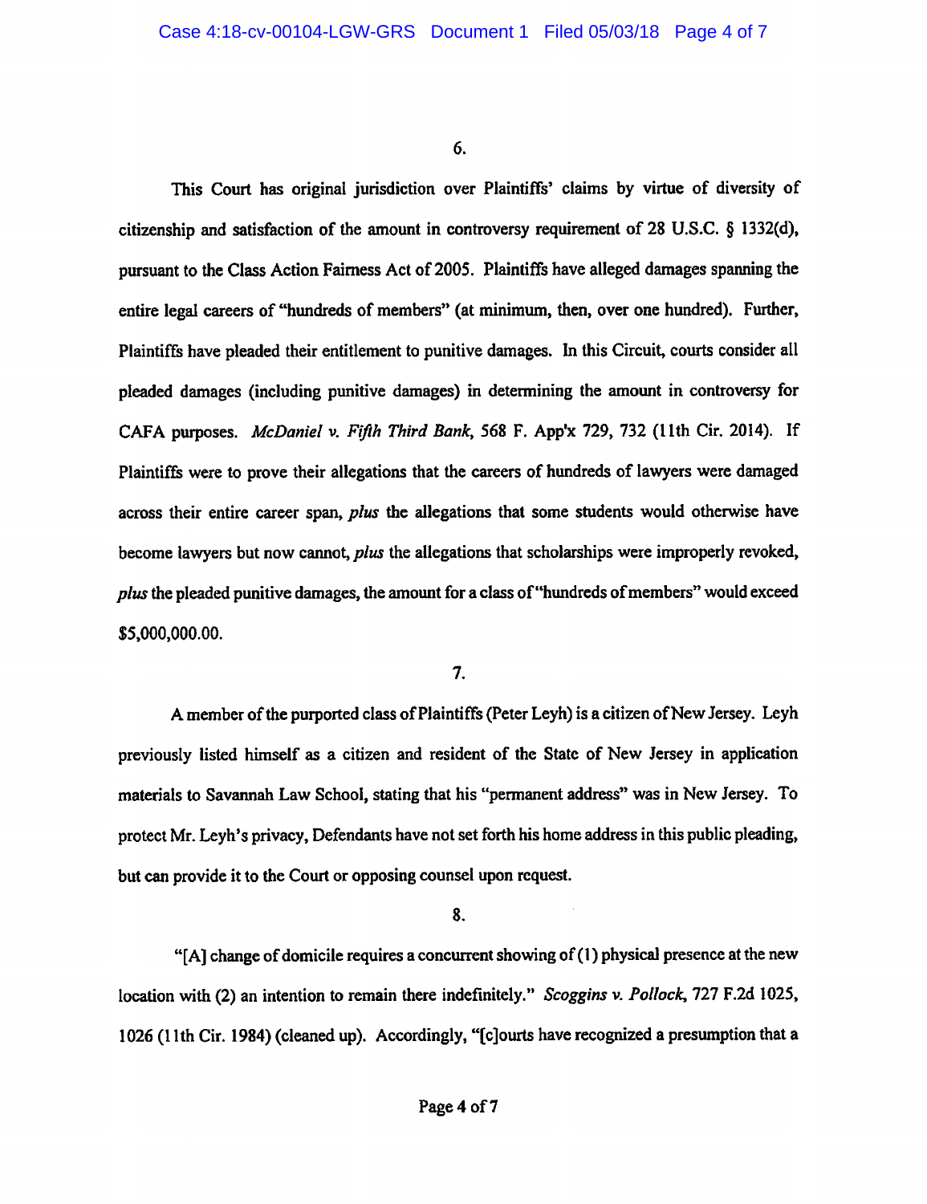6.

This Court has original jurisdiction over Plaintiffs' claims by virtue of diversity of citizenship and satisfaction of the amount in controversy requirement of 28 U.S.C. § 1332(d), pursuant to the Class Action Fairness Act of 2005. Plaintiffs have alleged damages spanning the entire legal careers of "hundreds of members" (at minimum, then, over one hundred). Further, Plaintiffs have pleaded their entitlement to punitive damages. In this Circuit, courts consider all pleaded damages (including punitive damages) in determining the amount in controversy for CAFA purposes. *McDaniel v. Fifth Third Bank*, 568 F. App'x 729, 732 (11th Cir. 2014). If Plaintiffs were to prove their allegations that the careers of hundreds of lawyers were damaged across their entire career span, *plus* the allegations that some students would otherwise have become lawyers but now cannot, *plus* the allegations that scholarships were improperly revoked, *plus* the pleaded punitive damages, the amount for a class of "hundreds of members" would exceed $5,000,000.00.

7.

A member of the purported class of Plaintiffs (Peter Leyh) is a citizen of New Jersey. Leyh previously listed himself as a citizen and resident of the State of New Jersey in application materials to Savannah Law School, stating that his "permanent address" was in New Jersey. To protect Mr. Leyh's privacy, Defendants have not set forth his home address in this public pleading, but can provide it to the Court or opposing counsel upon request.

8.

"[A] change of domicile requires a concurrent showing of (1) physical presence at the new location with (2) an intention to remain there indefinitely." *Scoggins v. Pollock*, 727 F.2d 1025, 1026 (11th Cir. 1984) (cleaned up). Accordingly, "[c]ourts have recognized a presumption that a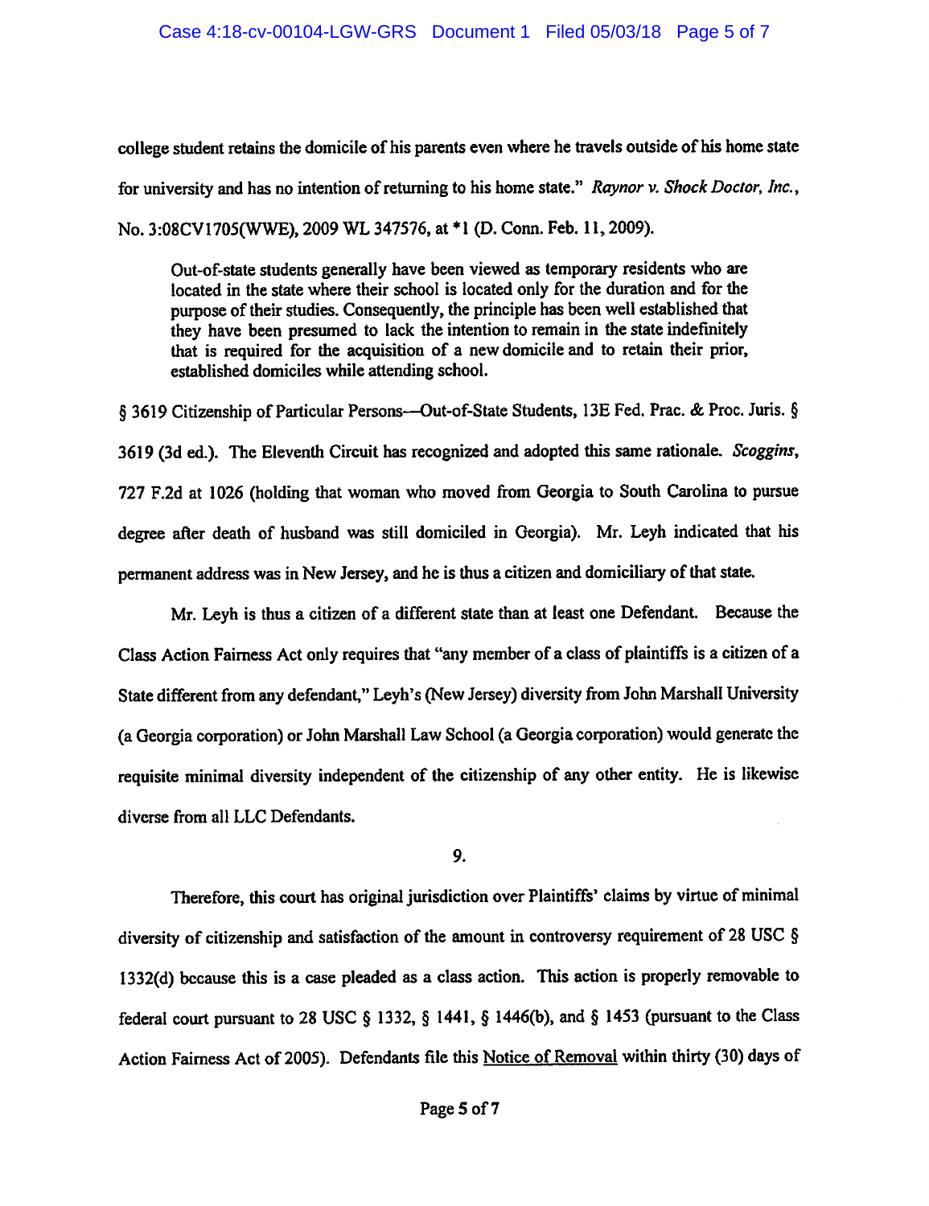college student retains the domicile of his parents even where he travels outside of his home state for university and has no intention of returning to his home state." *Raynor v. Shock Doctor, Inc.*, No. 3:08CV1705(WWE), 2009 WL 347576, at *1 (D. Conn. Feb. 11, 2009).

> Out-of-state students generally have been viewed as temporary residents who are located in the state where their school is located only for the duration and for the purpose of their studies. Consequently, the principle has been well established that they have been presumed to lack the intention to remain in the state indefinitely that is required for the acquisition of a new domicile and to retain their prior, established domiciles while attending school.

§ 3619 Citizenship of Particular Persons—Out-of-State Students, 13E Fed. Prac. & Proc. Juris. § 3619 (3d ed.). The Eleventh Circuit has recognized and adopted this same rationale. *Scoggins*, 727 F.2d at 1026 (holding that woman who moved from Georgia to South Carolina to pursue degree after death of husband was still domiciled in Georgia). Mr. Leyh indicated that his permanent address was in New Jersey, and he is thus a citizen and domiciliary of that state.

Mr. Leyh is thus a citizen of a different state than at least one Defendant. Because the Class Action Fairness Act only requires that "any member of a class of plaintiffs is a citizen of a State different from any defendant," Leyh's (New Jersey) diversity from John Marshall University (a Georgia corporation) or John Marshall Law School (a Georgia corporation) would generate the requisite minimal diversity independent of the citizenship of any other entity. He is likewise diverse from all LLC Defendants.

9.

Therefore, this court has original jurisdiction over Plaintiffs' claims by virtue of minimal diversity of citizenship and satisfaction of the amount in controversy requirement of 28 USC § 1332(d) because this is a case pleaded as a class action. This action is properly removable to federal court pursuant to 28 USC § 1332, § 1441, § 1446(b), and § 1453 (pursuant to the Class Action Fairness Act of 2005). Defendants file this Notice of Removal within thirty (30) days of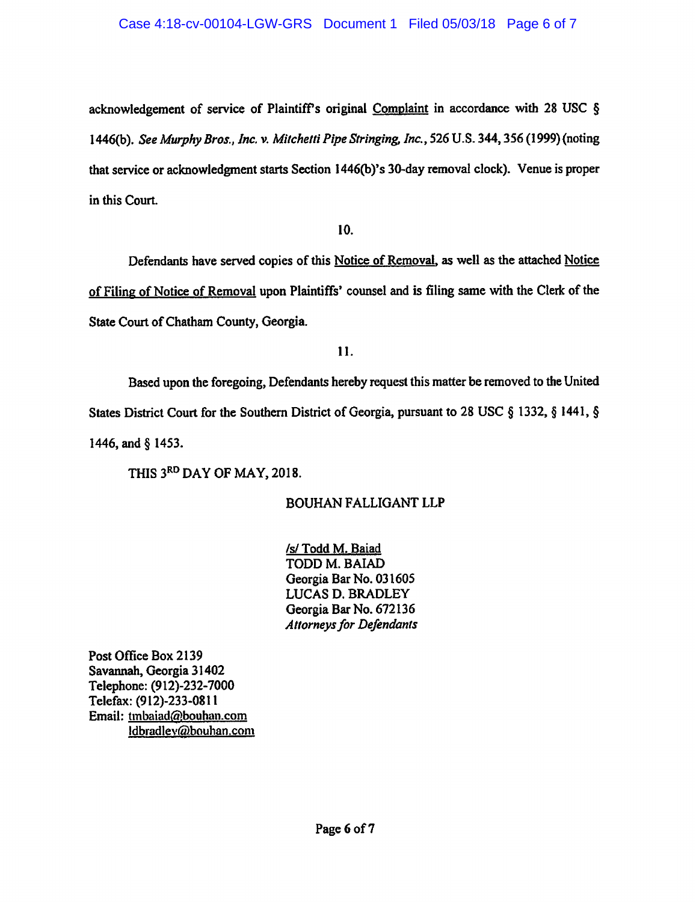acknowledgement of service of Plaintiff's original Complaint in accordance with 28 USC § 1446(b). *See Murphy Bros., Inc. v. Mitchetti Pipe Stringing, Inc.*, 526 U.S. 344, 356 (1999) (noting that service or acknowledgment starts Section 1446(b)'s 30-day removal clock). Venue is proper in this Court.

10.

Defendants have served copies of this Notice of Removal, as well as the attached Notice of Filing of Notice of Removal upon Plaintiffs' counsel and is filing same with the Clerk of the State Court of Chatham County, Georgia.

11.

Based upon the foregoing, Defendants hereby request this matter be removed to the United States District Court for the Southern District of Georgia, pursuant to 28 USC § 1332, § 1441, § 1446, and § 1453.

THIS 3RD DAY OF MAY, 2018.

BOUHAN FALLIGANT LLP

/s/ Todd M. Baiad
TODD M. BAIAD
Georgia Bar No. 031605
LUCAS D. BRADLEY
Georgia Bar No. 672136
*Attorneys for Defendants*

Post Office Box 2139
Savannah, Georgia 31402
Telephone: (912)-232-7000
Telefax: (912)-233-0811
Email: tmbaiad@bouhan.com
ldbradley@bouhan.com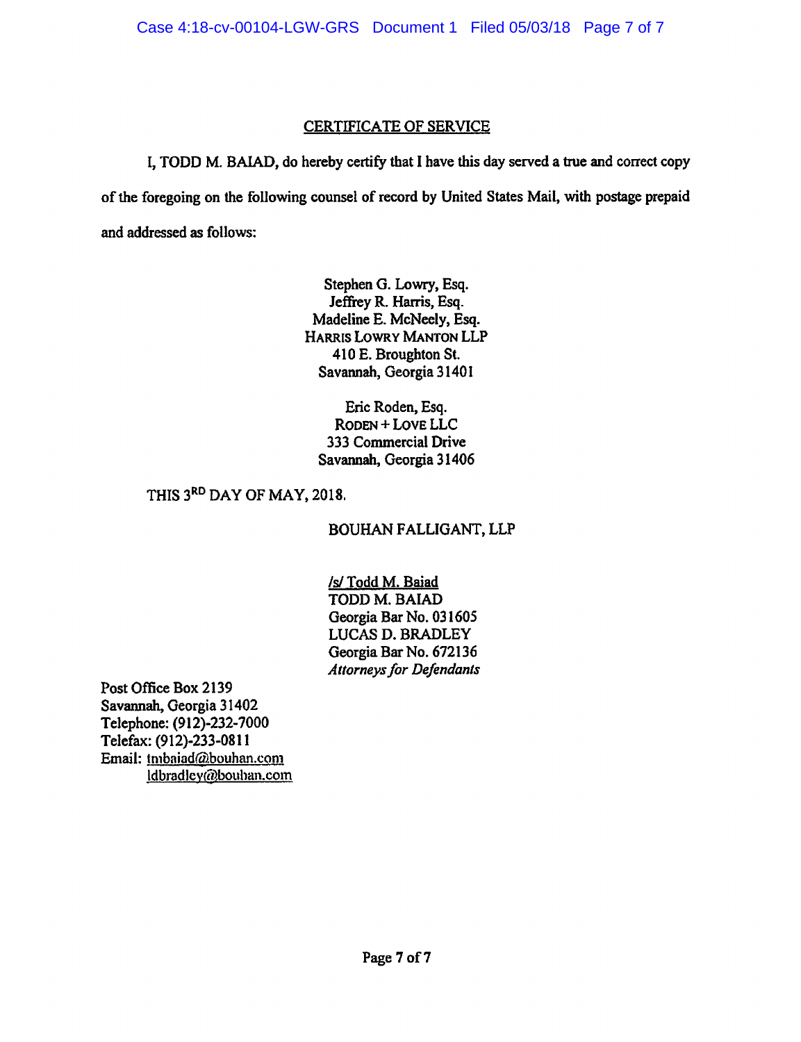## CERTIFICATE OF SERVICE

I, TODD M. BAIAD, do hereby certify that I have this day served a true and correct copy of the foregoing on the following counsel of record by United States Mail, with postage prepaid and addressed as follows:

Stephen G. Lowry, Esq.
Jeffrey R. Harris, Esq.
Madeline E. McNeely, Esq.
HARRIS LOWRY MANTON LLP
410 E. Broughton St.
Savannah, Georgia 31401

Eric Roden, Esq.
RODEN + LOVE LLC
333 Commercial Drive
Savannah, Georgia 31406

THIS 3RD DAY OF MAY, 2018.

BOUHAN FALLIGANT, LLP

/s/ Todd M. Baiad
TODD M. BAIAD
Georgia Bar No. 031605
LUCAS D. BRADLEY
Georgia Bar No. 672136
*Attorneys for Defendants*

Post Office Box 2139
Savannah, Georgia 31402
Telephone: (912)-232-7000
Telefax: (912)-233-0811
Email: tmbaiad@bouhan.com
ldbradley@bouhan.com